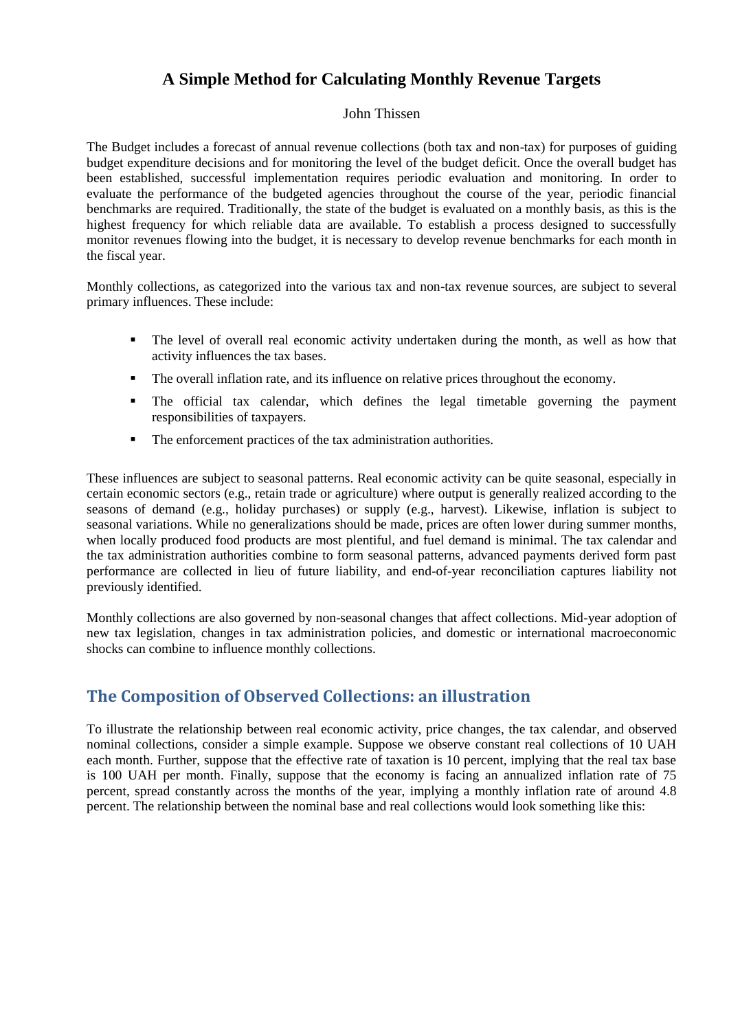# A Simple Method for Calculating Monthly Revenue Targets

John Thissen

The Budget includes a forecast of annual revenue collections (both tax and non-tax) for purposes of guiding budget expenditure decisions and for monitoring the level of the budget deficit. Once the overall budget has been established, successful implementation requires periodic evaluation and monitoring. In order to evaluate the performance of the budgeted agencies throughout the course of the year, periodic financial benchmarks are required. Traditionally, the state of the budget is evaluated on a monthly basis, as this is the highest frequency for which reliable data are available. To establish a process designed to successfully monitor revenues flowing into the budget, it is necessary to develop revenue benchmarks for each month in the fiscal year.

Monthly collections, as categorized into the various tax and non-tax revenue sources, are subject to several primary influences. These include:

- The level of overall real economic activity undertaken during the month, as well as how that activity influences the tax bases.
- The overall inflation rate, and its influence on relative prices throughout the economy.
- The official tax calendar, which defines the legal timetable governing the payment responsibilities of taxpayers.
- The enforcement practices of the tax administration authorities.

These influences are subject to seasonal patterns. Real economic activity can be quite seasonal, especially in certain economic sectors (e.g., retain trade or agriculture) where output is generally realized according to the seasons of demand (e.g., holiday purchases) or supply (e.g., harvest). Likewise, inflation is subject to seasonal variations. While no generalizations should be made, prices are often lower during summer months, when locally produced food products are most plentiful, and fuel demand is minimal. The tax calendar and the tax administration authorities combine to form seasonal patterns, advanced payments derived form past performance are collected in lieu of future liability, and end-of-year reconciliation captures liability not previously identified.

Monthly collections are also governed by non-seasonal changes that affect collections. Mid-year adoption of new tax legislation, changes in tax administration policies, and domestic or international macroeconomic shocks can combine to influence monthly collections.

## The Composition of Observed Collections: an illustration

To illustrate the relationship between real economic activity, price changes, the tax calendar, and observed nominal collections, consider a simple example. Suppose we observe constant real collections of 10 UAH each month. Further, suppose that the effective rate of taxation is 10 percent, implying that the real tax base is 100 UAH per month. Finally, suppose that the economy is facing an annualized inflation rate of 75 percent, spread constantly across the months of the year, implying a monthly inflation rate of around 4.8 percent. The relationship between the nominal base and real collections would look something like this: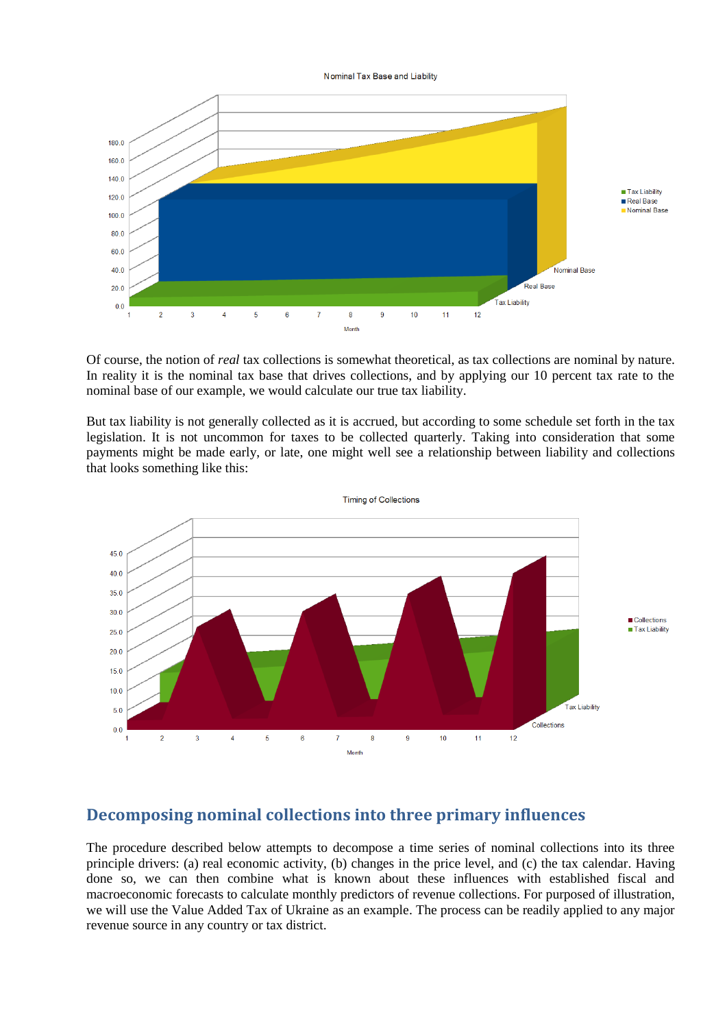Of course, the notion of *real* tax collections is somewhat theoretical, as tax collections are nominal by nature. In reality it is the nominal tax base that drives collections, and by applying our 10 percent tax rate to the nominal base of our example, we would calculate our true tax liability.

But tax liability is not generally collected as it is accrued, but according to some schedule set forth in the tax legislation. It is not uncommon for taxes to be collected quarterly. Taking into consideration that some payments might be made early, or late, one might well see a relationship between liability and collections that looks something like this:

## Decomposing nominal collections into three primary influences

The procedure described below attempts to decompose a time series of nominal collections into its three principle drivers: (a) real economic activity, (b) changes in the price level, and (c) the tax calendar. Having done so, we can then combine what is known about these influences with established fiscal and macroeconomic forecasts to calculate monthly predictors of revenue collections. For purposed of illustration, we will use the Value Added Tax of Ukraine as an example. The process can be readily applied to any major revenue source in any country or tax district.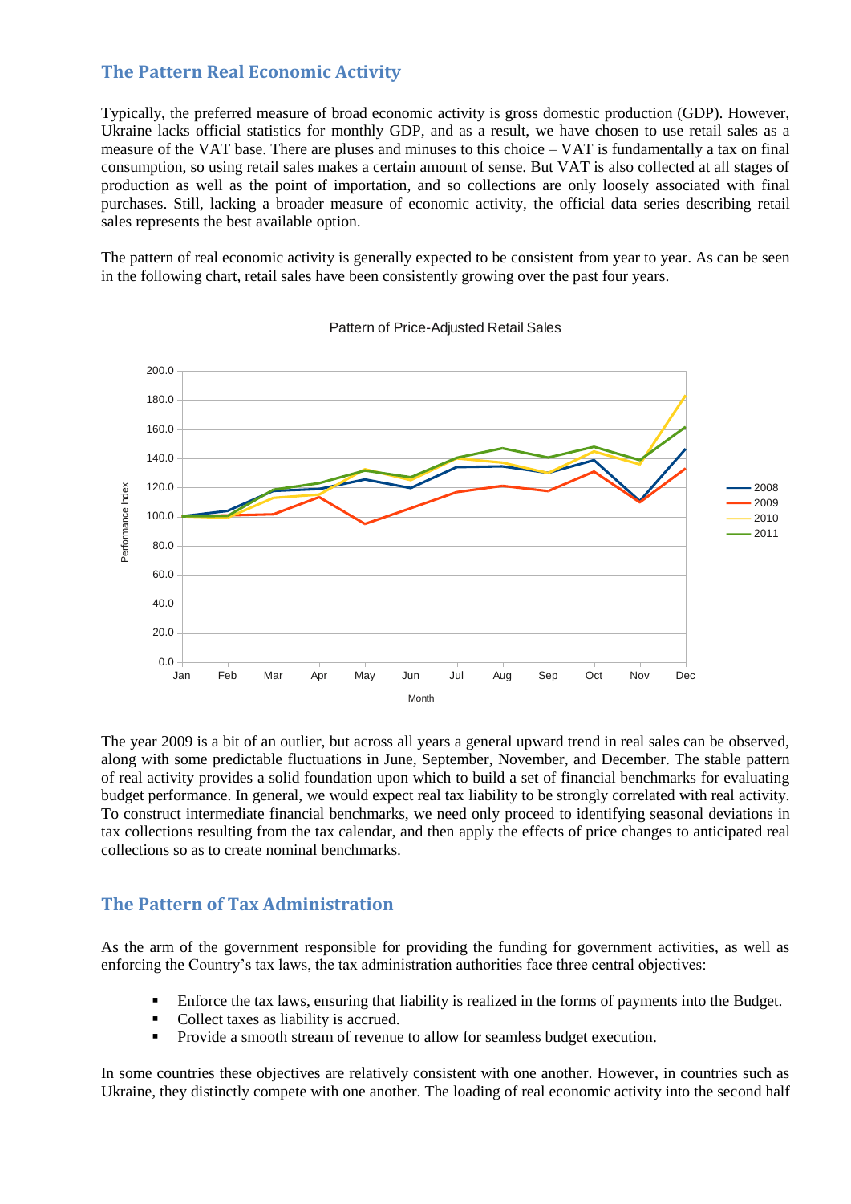## The Pattern Real Economic Activity

Typically, the preferred measure of broad economic activity is gross domestic production (GDP). However, Ukraine lacks official statistics for monthly GDP, and as a result, we have chosen to use retail sales as a measure of the VAT base. There are pluses and minuses to this choice – VAT is fundamentally a tax on final consumption, so using retail sales makes a certain amount of sense. But VAT is also collected at all stages of production as well as at the point of importation, and so collections are only loosely associated with final purchases. Still, lacking a broader measure of economic activity, the official data series describing retail sales represents the best available option.

The pattern of real economic activity is generally expected to be consistent from year to year. As can be seen in the following chart, retail sales have been consistently growing over the past four years.

Pattern of Price-Adjusted Retail Sales

The year 2009 is a bit of an outlier, but across all years a general upward trend in real sales can be observed, along with some predictable fluctuations in June, September, November, and December. The stable pattern of real activity provides a solid foundation upon which to build a set of financial benchmarks for evaluating budget performance. In general, we would expect real tax liability to be strongly correlated with real activity. To construct intermediate financial benchmarks, we need only proceed to identifying seasonal deviations in tax collections resulting from the tax calendar, and then apply the effects of price changes to anticipated real collections so as to create nominal benchmarks.

## The Pattern of Tax Administration

As the arm of the government responsible for providing the funding for government activities, as well as enforcing the Country's tax laws, the tax administration authorities face three central objectives:

- Enforce the tax laws, ensuring that liability is realized in the forms of payments into the Budget.
- Collect taxes as liability is accrued.
- Provide a smooth stream of revenue to allow for seamless budget execution.

In some countries these objectives are relatively consistent with one another. However, in countries such as Ukraine, they distinctly compete with one another. The loading of real economic activity into the second half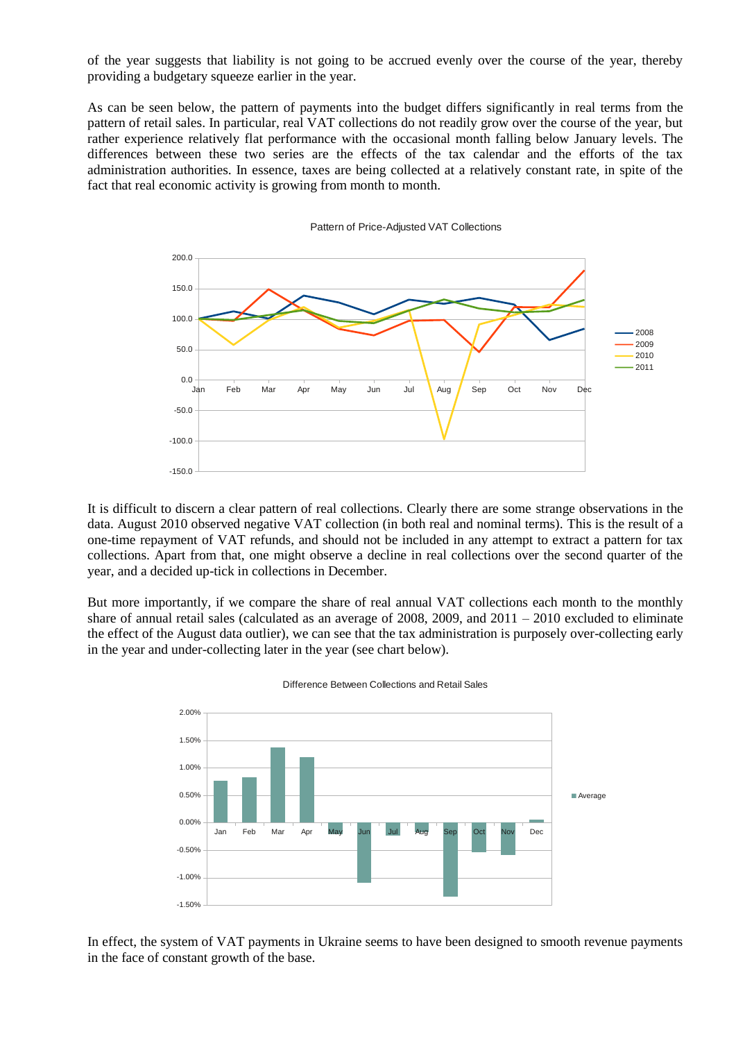of the year suggests that liability is not going to be accrued evenly over the course of the year, thereby providing a budgetary squeeze earlier in the year.

As can be seen below, the pattern of payments into the budget differs significantly in real terms from the pattern of retail sales. In particular, real VAT collections do not readily grow over the course of the year, but rather experience relatively flat performance with the occasional month falling below January levels. The differences between these two series are the effects of the tax calendar and the efforts of the tax administration authorities. In essence, taxes are being collected at a relatively constant rate, in spite of the fact that real economic activity is growing from month to month.

Pattern of Price-Adjusted VAT Collections

It is difficult to discern a clear pattern of real collections. Clearly there are some strange observations in the data. August 2010 observed negative VAT collection (in both real and nominal terms). This is the result of a one-time repayment of VAT refunds, and should not be included in any attempt to extract a pattern for tax collections. Apart from that, one might observe a decline in real collections over the second quarter of the year, and a decided up-tick in collections in December.

But more importantly, if we compare the share of real annual VAT collections each month to the monthly share of annual retail sales (calculated as an average of 2008, 2009, and 2011 – 2010 excluded to eliminate the effect of the August data outlier), we can see that the tax administration is purposely over-collecting early in the year and under-collecting later in the year (see chart below).

Difference Between Collections and Retail Sales

In effect, the system of VAT payments in Ukraine seems to have been designed to smooth revenue payments in the face of constant growth of the base.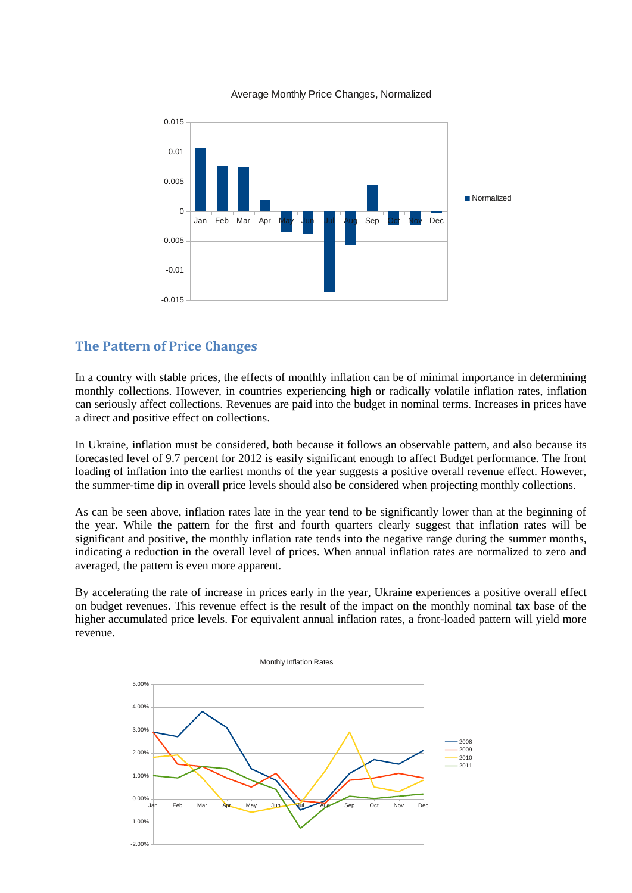## The Pattern of Price Changes

In a country with stable prices, the effects of monthly inflation can be of minimal importance in determining monthly collections. However, in countries experiencing high or radically volatile inflation rates, inflation can seriously affect collections. Revenues are paid into the budget in nominal terms. Increases in prices have a direct and positive effect on collections.

In Ukraine, inflation must be considered, both because it follows an observable pattern, and also because its forecasted level of 9.7 percent for 2012 is easily significant enough to affect Budget performance. The front loading of inflation into the earliest months of the year suggests a positive overall revenue effect. However, the summer-time dip in overall price levels should also be considered when projecting monthly collections.

As can be seen above, inflation rates late in the year tend to be significantly lower than at the beginning of the year. While the pattern for the first and fourth quarters clearly suggest that inflation rates will be significant and positive, the monthly inflation rate tends into the negative range during the summer months, indicating a reduction in the overall level of prices. When annual inflation rates are normalized to zero and averaged, the pattern is even more apparent.

By accelerating the rate of increase in prices early in the year, Ukraine experiences a positive overall effect on budget revenues. This revenue effect is the result of the impact on the monthly nominal tax base of the higher accumulated price levels. For equivalent annual inflation rates, a front-loaded pattern will yield more revenue.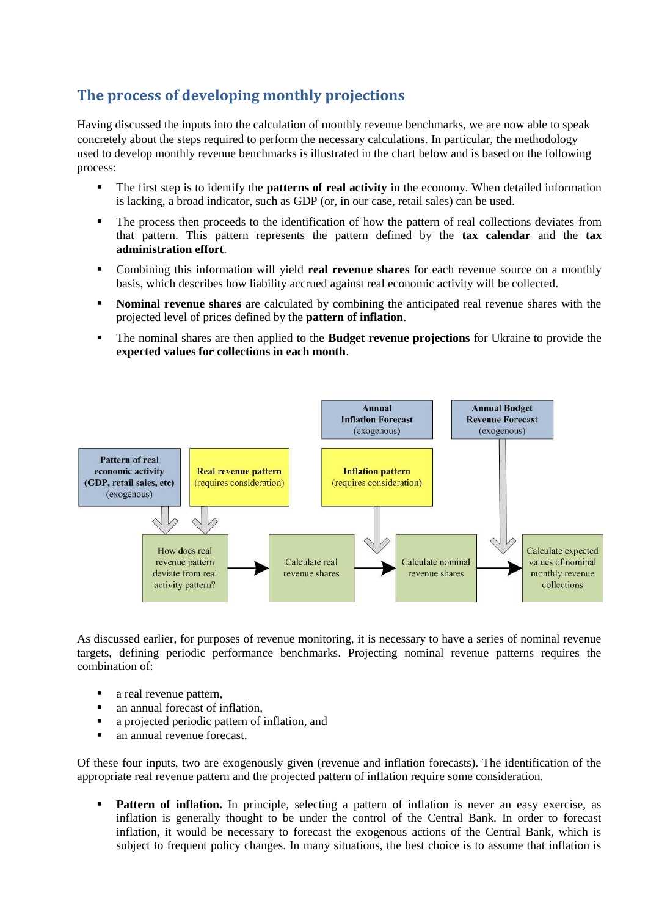## The process of developing monthly projections

Having discussed the inputs into the calculation of monthly revenue benchmarks, we are now able to speak concretely about the steps required to perform the necessary calculations. In particular, the methodology used to develop monthly revenue benchmarks is illustrated in the chart below and is based on the following process:

- The first step is to identify the **patterns of real activity** in the economy. When detailed information is lacking, a broad indicator, such as GDP (or, in our case, retail sales) can be used.
- The process then proceeds to the identification of how the pattern of real collections deviates from that pattern. This pattern represents the pattern defined by the **tax calendar** and the **tax administration effort**.
- Combining this information will yield **real revenue shares** for each revenue source on a monthly basis, which describes how liability accrued against real economic activity will be collected.
- **Nominal revenue shares** are calculated by combining the anticipated real revenue shares with the projected level of prices defined by the **pattern of inflation**.
- The nominal shares are then applied to the **Budget revenue projections** for Ukraine to provide the **expected values for collections in each month**.

Pattern of real economic activity (GDP, retail sales, etc) (exogenous) | Real revenue pattern (requires consideration) → How does real revenue pattern deviate from real activity pattern? → Calculate real revenue shares → Calculate nominal revenue shares (Annual Inflation Forecast (exogenous); Inflation pattern (requires consideration)) → Calculate expected values of nominal monthly revenue collections (Annual Budget Revenue Forecast (exogenous))

As discussed earlier, for purposes of revenue monitoring, it is necessary to have a series of nominal revenue targets, defining periodic performance benchmarks. Projecting nominal revenue patterns requires the combination of:

- a real revenue pattern,
- an annual forecast of inflation,
- a projected periodic pattern of inflation, and
- an annual revenue forecast.

Of these four inputs, two are exogenously given (revenue and inflation forecasts). The identification of the appropriate real revenue pattern and the projected pattern of inflation require some consideration.

- **Pattern of inflation.** In principle, selecting a pattern of inflation is never an easy exercise, as inflation is generally thought to be under the control of the Central Bank. In order to forecast inflation, it would be necessary to forecast the exogenous actions of the Central Bank, which is subject to frequent policy changes. In many situations, the best choice is to assume that inflation is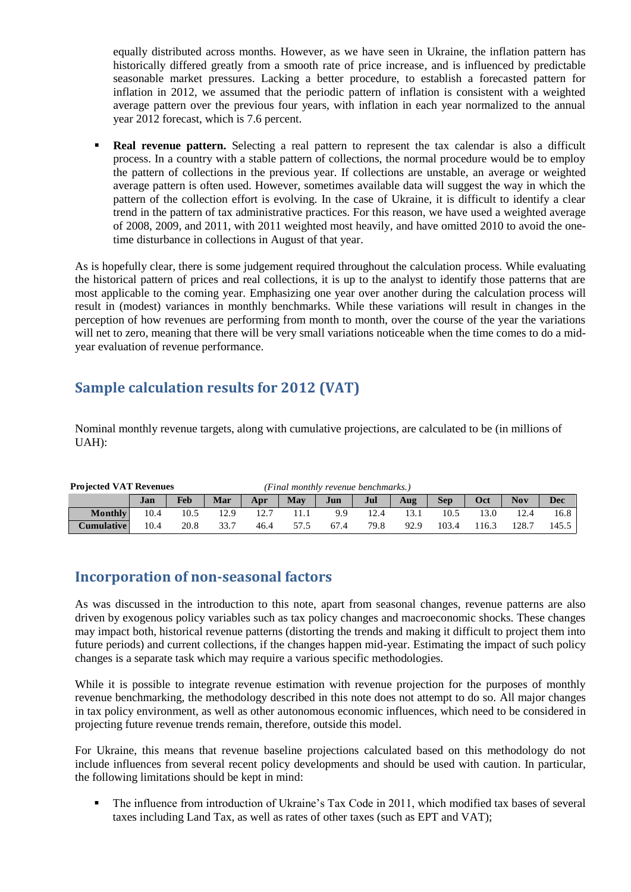equally distributed across months. However, as we have seen in Ukraine, the inflation pattern has historically differed greatly from a smooth rate of price increase, and is influenced by predictable seasonable market pressures. Lacking a better procedure, to establish a forecasted pattern for inflation in 2012, we assumed that the periodic pattern of inflation is consistent with a weighted average pattern over the previous four years, with inflation in each year normalized to the annual year 2012 forecast, which is 7.6 percent.

- **Real revenue pattern.** Selecting a real pattern to represent the tax calendar is also a difficult process. In a country with a stable pattern of collections, the normal procedure would be to employ the pattern of collections in the previous year. If collections are unstable, an average or weighted average pattern is often used. However, sometimes available data will suggest the way in which the pattern of the collection effort is evolving. In the case of Ukraine, it is difficult to identify a clear trend in the pattern of tax administrative practices. For this reason, we have used a weighted average of 2008, 2009, and 2011, with 2011 weighted most heavily, and have omitted 2010 to avoid the one-time disturbance in collections in August of that year.

As is hopefully clear, there is some judgement required throughout the calculation process. While evaluating the historical pattern of prices and real collections, it is up to the analyst to identify those patterns that are most applicable to the coming year. Emphasizing one year over another during the calculation process will result in (modest) variances in monthly benchmarks. While these variations will result in changes in the perception of how revenues are performing from month to month, over the course of the year the variations will net to zero, meaning that there will be very small variations noticeable when the time comes to do a mid-year evaluation of revenue performance.

## Sample calculation results for 2012 (VAT)

Nominal monthly revenue targets, along with cumulative projections, are calculated to be (in millions of UAH):

**Projected VAT Revenues** *(Final monthly revenue benchmarks.)*

| | Jan | Feb | Mar | Apr | May | Jun | Jul | Aug | Sep | Oct | Nov | Dec |
|---|---|---|---|---|---|---|---|---|---|---|---|---|
| **Monthly** | 10.4 | 10.5 | 12.9 | 12.7 | 11.1 | 9.9 | 12.4 | 13.1 | 10.5 | 13.0 | 12.4 | 16.8 |
| **Cumulative** | 10.4 | 20.8 | 33.7 | 46.4 | 57.5 | 67.4 | 79.8 | 92.9 | 103.4 | 116.3 | 128.7 | 145.5 |

## Incorporation of non-seasonal factors

As was discussed in the introduction to this note, apart from seasonal changes, revenue patterns are also driven by exogenous policy variables such as tax policy changes and macroeconomic shocks. These changes may impact both, historical revenue patterns (distorting the trends and making it difficult to project them into future periods) and current collections, if the changes happen mid-year. Estimating the impact of such policy changes is a separate task which may require a various specific methodologies.

While it is possible to integrate revenue estimation with revenue projection for the purposes of monthly revenue benchmarking, the methodology described in this note does not attempt to do so. All major changes in tax policy environment, as well as other autonomous economic influences, which need to be considered in projecting future revenue trends remain, therefore, outside this model.

For Ukraine, this means that revenue baseline projections calculated based on this methodology do not include influences from several recent policy developments and should be used with caution. In particular, the following limitations should be kept in mind:

- The influence from introduction of Ukraine's Tax Code in 2011, which modified tax bases of several taxes including Land Tax, as well as rates of other taxes (such as EPT and VAT);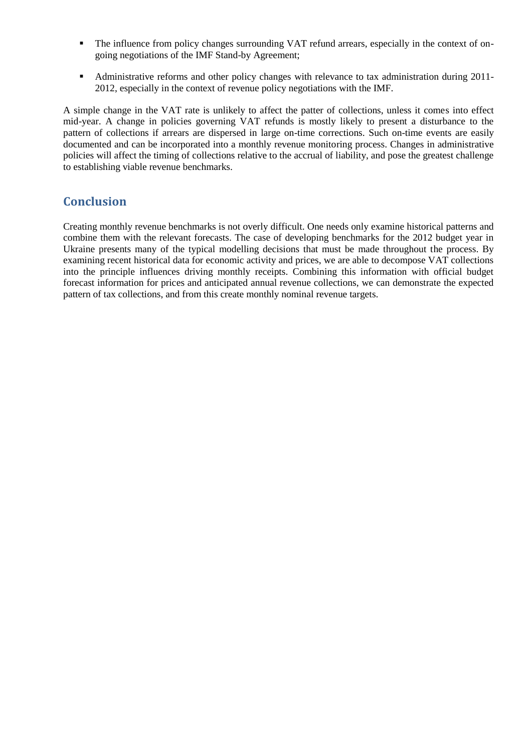- The influence from policy changes surrounding VAT refund arrears, especially in the context of on-going negotiations of the IMF Stand-by Agreement;
- Administrative reforms and other policy changes with relevance to tax administration during 2011-2012, especially in the context of revenue policy negotiations with the IMF.

A simple change in the VAT rate is unlikely to affect the patter of collections, unless it comes into effect mid-year. A change in policies governing VAT refunds is mostly likely to present a disturbance to the pattern of collections if arrears are dispersed in large on-time corrections. Such on-time events are easily documented and can be incorporated into a monthly revenue monitoring process. Changes in administrative policies will affect the timing of collections relative to the accrual of liability, and pose the greatest challenge to establishing viable revenue benchmarks.

## Conclusion

Creating monthly revenue benchmarks is not overly difficult. One needs only examine historical patterns and combine them with the relevant forecasts. The case of developing benchmarks for the 2012 budget year in Ukraine presents many of the typical modelling decisions that must be made throughout the process. By examining recent historical data for economic activity and prices, we are able to decompose VAT collections into the principle influences driving monthly receipts. Combining this information with official budget forecast information for prices and anticipated annual revenue collections, we can demonstrate the expected pattern of tax collections, and from this create monthly nominal revenue targets.